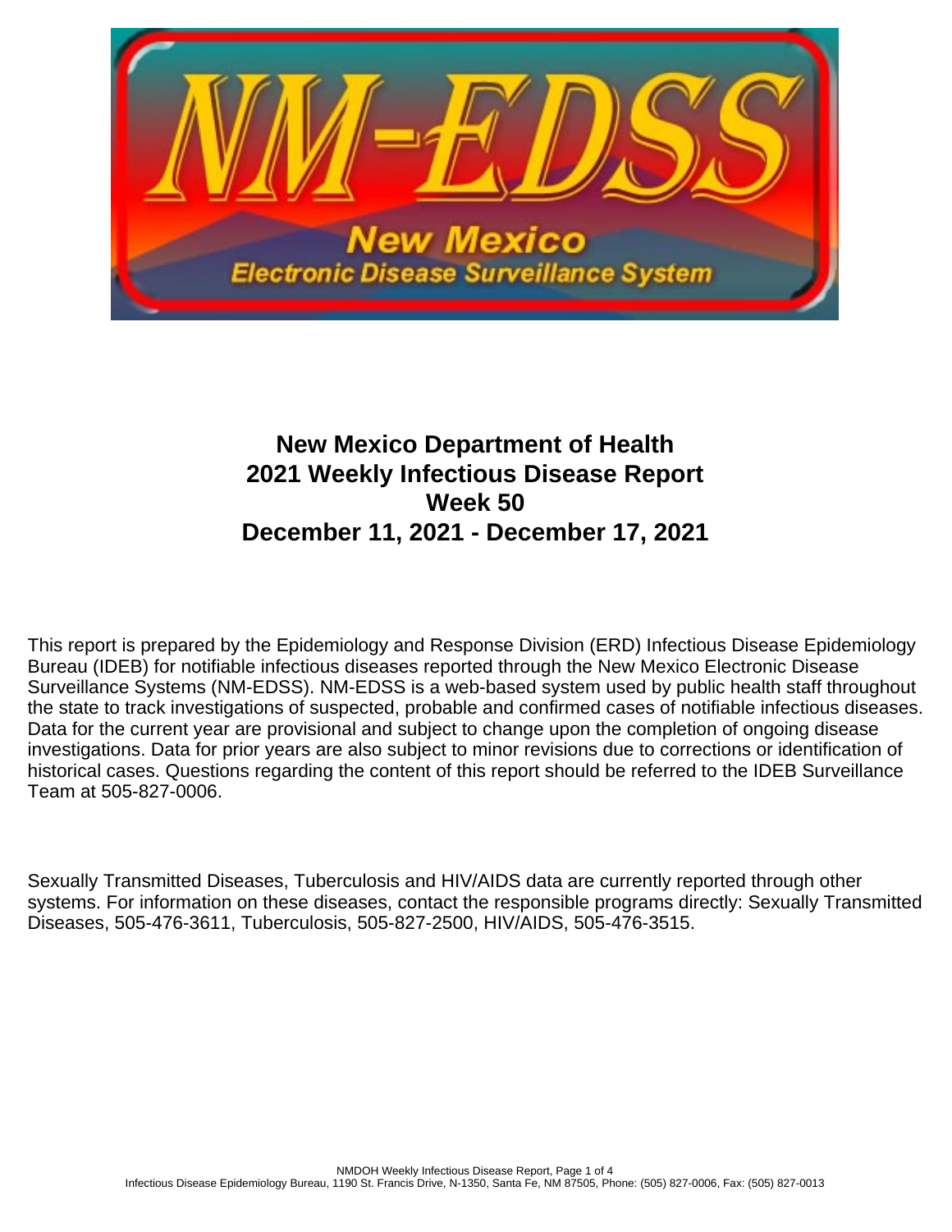# New Mexico Department of Health
# 2021 Weekly Infectious Disease Report
# Week 50
# December 11, 2021 - December 17, 2021

This report is prepared by the Epidemiology and Response Division (ERD) Infectious Disease Epidemiology Bureau (IDEB) for notifiable infectious diseases reported through the New Mexico Electronic Disease Surveillance Systems (NM-EDSS). NM-EDSS is a web-based system used by public health staff throughout the state to track investigations of suspected, probable and confirmed cases of notifiable infectious diseases. Data for the current year are provisional and subject to change upon the completion of ongoing disease investigations. Data for prior years are also subject to minor revisions due to corrections or identification of historical cases. Questions regarding the content of this report should be referred to the IDEB Surveillance Team at 505-827-0006.

Sexually Transmitted Diseases, Tuberculosis and HIV/AIDS data are currently reported through other systems. For information on these diseases, contact the responsible programs directly: Sexually Transmitted Diseases, 505-476-3611, Tuberculosis, 505-827-2500, HIV/AIDS, 505-476-3515.

Infectious Disease Epidemiology Bureau, 1190 St. Francis Drive, N-1350, Santa Fe, NM 87505, Phone: (505) 827-0006, Fax: (505) 827-0013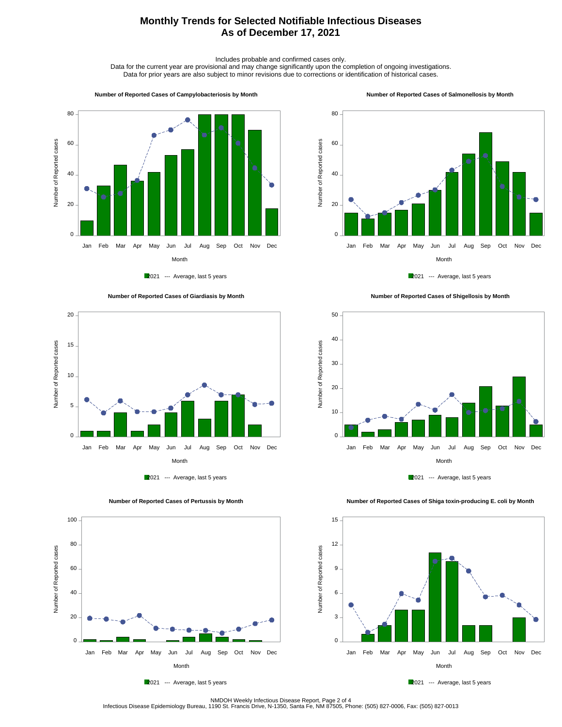# Monthly Trends for Selected Notifiable Infectious Diseases
# As of December 17, 2021

Includes probable and confirmed cases only.
Data for the current year are provisional and may change significantly upon the completion of ongoing investigations.
Data for prior years are also subject to minor revisions due to corrections or identification of historical cases.

### Number of Reported Cases of Campylobacteriosis by Month

Number of Reported cases

Month: Jan, Feb, Mar, Apr, May, Jun, Jul, Aug, Sep, Oct, Nov, Dec

2021 --- Average, last 5 years

### Number of Reported Cases of Salmonellosis by Month

Number of Reported cases

Month: Jan, Feb, Mar, Apr, May, Jun, Jul, Aug, Sep, Oct, Nov, Dec

2021 --- Average, last 5 years

### Number of Reported Cases of Giardiasis by Month

Number of Reported cases

Month: Jan, Feb, Mar, Apr, May, Jun, Jul, Aug, Sep, Oct, Nov, Dec

2021 --- Average, last 5 years

### Number of Reported Cases of Shigellosis by Month

Number of Reported cases

Month: Jan, Feb, Mar, Apr, May, Jun, Jul, Aug, Sep, Oct, Nov, Dec

2021 --- Average, last 5 years

### Number of Reported Cases of Pertussis by Month

Number of Reported cases

Month: Jan, Feb, Mar, Apr, May, Jun, Jul, Aug, Sep, Oct, Nov, Dec

2021 --- Average, last 5 years

### Number of Reported Cases of Shiga toxin-producing E. coli by Month

Number of Reported cases

Month: Jan, Feb, Mar, Apr, May, Jun, Jul, Aug, Sep, Oct, Nov, Dec

2021 --- Average, last 5 years

NMDOH Weekly Infectious Disease Report
Infectious Disease Epidemiology Bureau, 1190 St. Francis Drive, N-1350, Santa Fe, NM 87505, Phone: (505) 827-0006, Fax: (505) 827-0013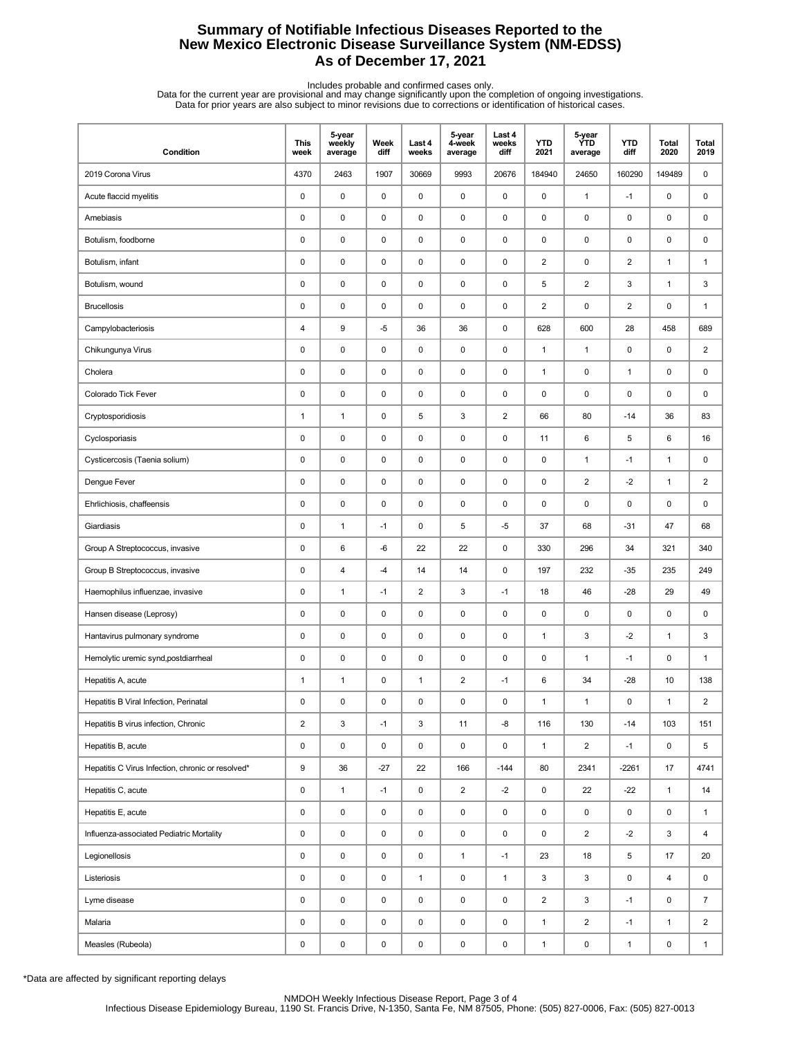# Summary of Notifiable Infectious Diseases Reported to the New Mexico Electronic Disease Surveillance System (NM-EDSS) As of December 17, 2021

Includes probable and confirmed cases only.
Data for the current year are provisional and may change significantly upon the completion of ongoing investigations.
Data for prior years are also subject to minor revisions due to corrections or identification of historical cases.

| Condition | This week | 5-year weekly average | Week diff | Last 4 weeks | 5-year 4-week average | Last 4 weeks diff | YTD 2021 | 5-year YTD average | YTD diff | Total 2020 | Total 2019 |
|---|---|---|---|---|---|---|---|---|---|---|---|
| 2019 Corona Virus | 4370 | 2463 | 1907 | 30669 | 9993 | 20676 | 184940 | 24650 | 160290 | 149489 | 0 |
| Acute flaccid myelitis | 0 | 0 | 0 | 0 | 0 | 0 | 0 | 1 | -1 | 0 | 0 |
| Amebiasis | 0 | 0 | 0 | 0 | 0 | 0 | 0 | 0 | 0 | 0 | 0 |
| Botulism, foodborne | 0 | 0 | 0 | 0 | 0 | 0 | 0 | 0 | 0 | 0 | 0 |
| Botulism, infant | 0 | 0 | 0 | 0 | 0 | 0 | 2 | 0 | 2 | 1 | 1 |
| Botulism, wound | 0 | 0 | 0 | 0 | 0 | 0 | 5 | 2 | 3 | 1 | 3 |
| Brucellosis | 0 | 0 | 0 | 0 | 0 | 0 | 2 | 0 | 2 | 0 | 1 |
| Campylobacteriosis | 4 | 9 | -5 | 36 | 36 | 0 | 628 | 600 | 28 | 458 | 689 |
| Chikungunya Virus | 0 | 0 | 0 | 0 | 0 | 0 | 1 | 1 | 0 | 0 | 2 |
| Cholera | 0 | 0 | 0 | 0 | 0 | 0 | 1 | 0 | 1 | 0 | 0 |
| Colorado Tick Fever | 0 | 0 | 0 | 0 | 0 | 0 | 0 | 0 | 0 | 0 | 0 |
| Cryptosporidiosis | 1 | 1 | 0 | 5 | 3 | 2 | 66 | 80 | -14 | 36 | 83 |
| Cyclosporiasis | 0 | 0 | 0 | 0 | 0 | 0 | 11 | 6 | 5 | 6 | 16 |
| Cysticercosis (Taenia solium) | 0 | 0 | 0 | 0 | 0 | 0 | 0 | 1 | -1 | 1 | 0 |
| Dengue Fever | 0 | 0 | 0 | 0 | 0 | 0 | 0 | 2 | -2 | 1 | 2 |
| Ehrlichiosis, chaffeensis | 0 | 0 | 0 | 0 | 0 | 0 | 0 | 0 | 0 | 0 | 0 |
| Giardiasis | 0 | 1 | -1 | 0 | 5 | -5 | 37 | 68 | -31 | 47 | 68 |
| Group A Streptococcus, invasive | 0 | 6 | -6 | 22 | 22 | 0 | 330 | 296 | 34 | 321 | 340 |
| Group B Streptococcus, invasive | 0 | 4 | -4 | 14 | 14 | 0 | 197 | 232 | -35 | 235 | 249 |
| Haemophilus influenzae, invasive | 0 | 1 | -1 | 2 | 3 | -1 | 18 | 46 | -28 | 29 | 49 |
| Hansen disease (Leprosy) | 0 | 0 | 0 | 0 | 0 | 0 | 0 | 0 | 0 | 0 | 0 |
| Hantavirus pulmonary syndrome | 0 | 0 | 0 | 0 | 0 | 0 | 1 | 3 | -2 | 1 | 3 |
| Hemolytic uremic synd,postdiarrheal | 0 | 0 | 0 | 0 | 0 | 0 | 0 | 1 | -1 | 0 | 1 |
| Hepatitis A, acute | 1 | 1 | 0 | 1 | 2 | -1 | 6 | 34 | -28 | 10 | 138 |
| Hepatitis B Viral Infection, Perinatal | 0 | 0 | 0 | 0 | 0 | 0 | 1 | 1 | 0 | 1 | 2 |
| Hepatitis B virus infection, Chronic | 2 | 3 | -1 | 3 | 11 | -8 | 116 | 130 | -14 | 103 | 151 |
| Hepatitis B, acute | 0 | 0 | 0 | 0 | 0 | 0 | 1 | 2 | -1 | 0 | 5 |
| Hepatitis C Virus Infection, chronic or resolved* | 9 | 36 | -27 | 22 | 166 | -144 | 80 | 2341 | -2261 | 17 | 4741 |
| Hepatitis C, acute | 0 | 1 | -1 | 0 | 2 | -2 | 0 | 22 | -22 | 1 | 14 |
| Hepatitis E, acute | 0 | 0 | 0 | 0 | 0 | 0 | 0 | 0 | 0 | 0 | 1 |
| Influenza-associated Pediatric Mortality | 0 | 0 | 0 | 0 | 0 | 0 | 0 | 2 | -2 | 3 | 4 |
| Legionellosis | 0 | 0 | 0 | 0 | 1 | -1 | 23 | 18 | 5 | 17 | 20 |
| Listeriosis | 0 | 0 | 0 | 1 | 0 | 1 | 3 | 3 | 0 | 4 | 0 |
| Lyme disease | 0 | 0 | 0 | 0 | 0 | 0 | 2 | 3 | -1 | 0 | 7 |
| Malaria | 0 | 0 | 0 | 0 | 0 | 0 | 1 | 2 | -1 | 1 | 2 |
| Measles (Rubeola) | 0 | 0 | 0 | 0 | 0 | 0 | 1 | 0 | 1 | 0 | 1 |

*Data are affected by significant reporting delays

NMDOH Weekly Infectious Disease Report
Infectious Disease Epidemiology Bureau, 1190 St. Francis Drive, N-1350, Santa Fe, NM 87505, Phone: (505) 827-0006, Fax: (505) 827-0013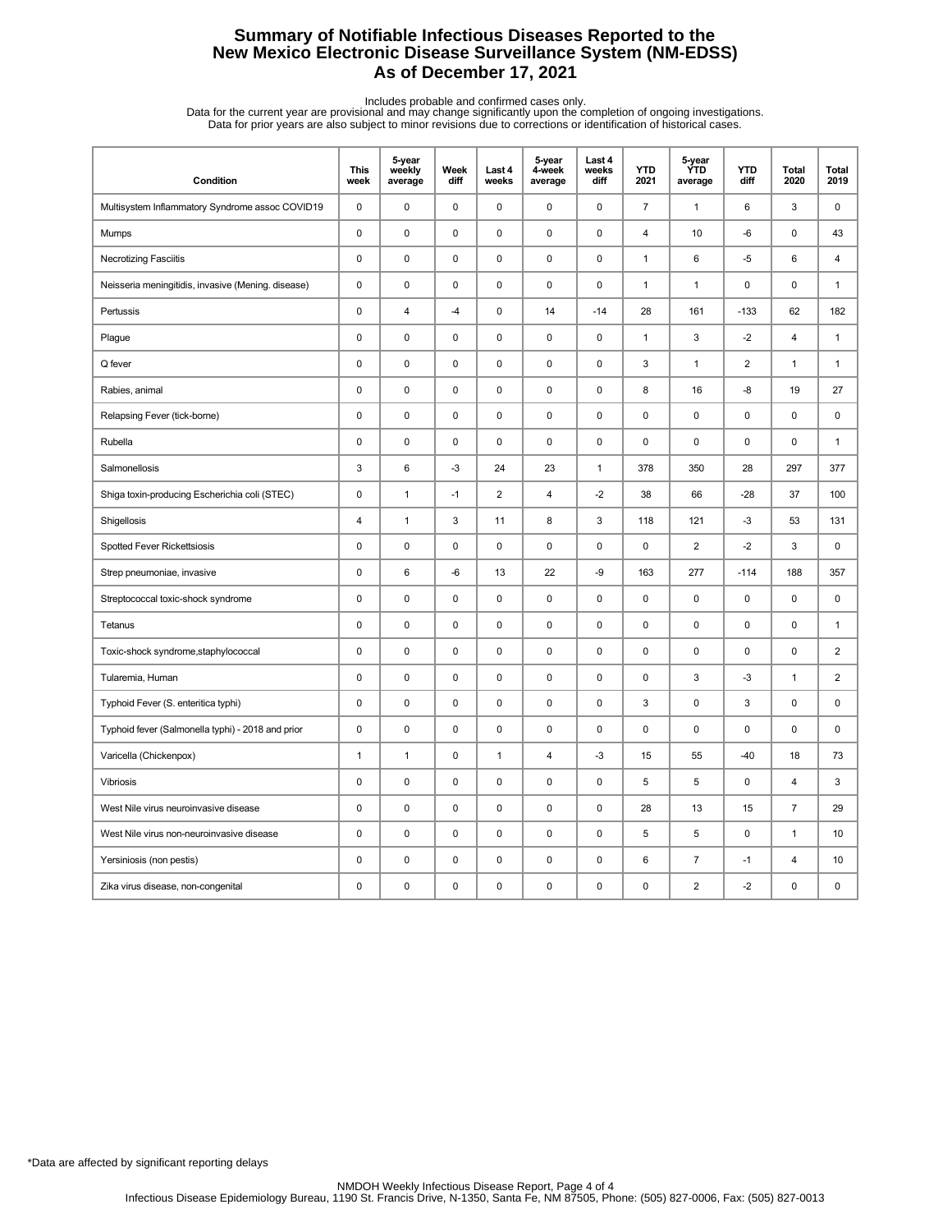# Summary of Notifiable Infectious Diseases Reported to the New Mexico Electronic Disease Surveillance System (NM-EDSS)
# As of December 17, 2021

Includes probable and confirmed cases only.
Data for the current year are provisional and may change significantly upon the completion of ongoing investigations.
Data for prior years are also subject to minor revisions due to corrections or identification of historical cases.

| Condition | This week | 5-year weekly average | Week diff | Last 4 weeks | 5-year 4-week average | Last 4 weeks diff | YTD 2021 | 5-year YTD average | YTD diff | Total 2020 | Total 2019 |
|---|---|---|---|---|---|---|---|---|---|---|---|
| Multisystem Inflammatory Syndrome assoc COVID19 | 0 | 0 | 0 | 0 | 0 | 0 | 7 | 1 | 6 | 3 | 0 |
| Mumps | 0 | 0 | 0 | 0 | 0 | 0 | 4 | 10 | -6 | 0 | 43 |
| Necrotizing Fasciitis | 0 | 0 | 0 | 0 | 0 | 0 | 1 | 6 | -5 | 6 | 4 |
| Neisseria meningitidis, invasive (Mening. disease) | 0 | 0 | 0 | 0 | 0 | 0 | 1 | 1 | 0 | 0 | 1 |
| Pertussis | 0 | 4 | -4 | 0 | 14 | -14 | 28 | 161 | -133 | 62 | 182 |
| Plague | 0 | 0 | 0 | 0 | 0 | 0 | 1 | 3 | -2 | 4 | 1 |
| Q fever | 0 | 0 | 0 | 0 | 0 | 0 | 3 | 1 | 2 | 1 | 1 |
| Rabies, animal | 0 | 0 | 0 | 0 | 0 | 0 | 8 | 16 | -8 | 19 | 27 |
| Relapsing Fever (tick-borne) | 0 | 0 | 0 | 0 | 0 | 0 | 0 | 0 | 0 | 0 | 0 |
| Rubella | 0 | 0 | 0 | 0 | 0 | 0 | 0 | 0 | 0 | 0 | 1 |
| Salmonellosis | 3 | 6 | -3 | 24 | 23 | 1 | 378 | 350 | 28 | 297 | 377 |
| Shiga toxin-producing Escherichia coli (STEC) | 0 | 1 | -1 | 2 | 4 | -2 | 38 | 66 | -28 | 37 | 100 |
| Shigellosis | 4 | 1 | 3 | 11 | 8 | 3 | 118 | 121 | -3 | 53 | 131 |
| Spotted Fever Rickettsiosis | 0 | 0 | 0 | 0 | 0 | 0 | 0 | 2 | -2 | 3 | 0 |
| Strep pneumoniae, invasive | 0 | 6 | -6 | 13 | 22 | -9 | 163 | 277 | -114 | 188 | 357 |
| Streptococcal toxic-shock syndrome | 0 | 0 | 0 | 0 | 0 | 0 | 0 | 0 | 0 | 0 | 0 |
| Tetanus | 0 | 0 | 0 | 0 | 0 | 0 | 0 | 0 | 0 | 0 | 1 |
| Toxic-shock syndrome,staphylococcal | 0 | 0 | 0 | 0 | 0 | 0 | 0 | 0 | 0 | 0 | 2 |
| Tularemia, Human | 0 | 0 | 0 | 0 | 0 | 0 | 0 | 3 | -3 | 1 | 2 |
| Typhoid Fever (S. enteritica typhi) | 0 | 0 | 0 | 0 | 0 | 0 | 3 | 0 | 3 | 0 | 0 |
| Typhoid fever (Salmonella typhi) - 2018 and prior | 0 | 0 | 0 | 0 | 0 | 0 | 0 | 0 | 0 | 0 | 0 |
| Varicella (Chickenpox) | 1 | 1 | 0 | 1 | 4 | -3 | 15 | 55 | -40 | 18 | 73 |
| Vibriosis | 0 | 0 | 0 | 0 | 0 | 0 | 5 | 5 | 0 | 4 | 3 |
| West Nile virus neuroinvasive disease | 0 | 0 | 0 | 0 | 0 | 0 | 28 | 13 | 15 | 7 | 29 |
| West Nile virus non-neuroinvasive disease | 0 | 0 | 0 | 0 | 0 | 0 | 5 | 5 | 0 | 1 | 10 |
| Yersiniosis (non pestis) | 0 | 0 | 0 | 0 | 0 | 0 | 6 | 7 | -1 | 4 | 10 |
| Zika virus disease, non-congenital | 0 | 0 | 0 | 0 | 0 | 0 | 0 | 2 | -2 | 0 | 0 |

*Data are affected by significant reporting delays

NMDOH Weekly Infectious Disease Report, Page 4 of 4
Infectious Disease Epidemiology Bureau, 1190 St. Francis Drive, N-1350, Santa Fe, NM 87505, Phone: (505) 827-0006, Fax: (505) 827-0013